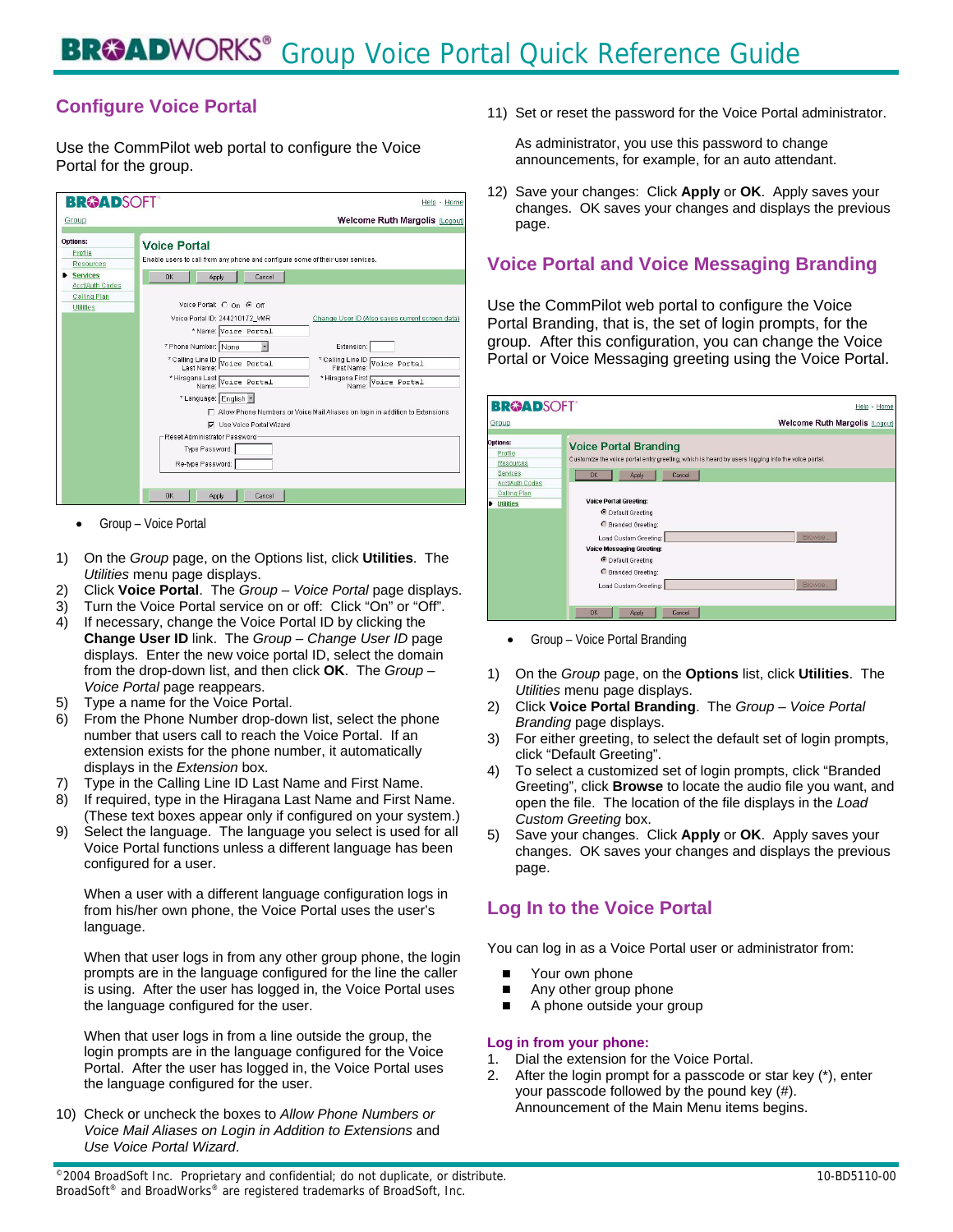# BROADWORKS® Group Voice Portal Quick Reference Guide

## Configure Voice Portal

Use the CommPilot web portal to configure the Voice Portal for the group.

- Group – Voice Portal

1) On the *Group* page, on the Options list, click **Utilities**. The *Utilities* menu page displays.
2) Click **Voice Portal**. The *Group – Voice Portal* page displays.
3) Turn the Voice Portal service on or off: Click "On" or "Off".
4) If necessary, change the Voice Portal ID by clicking the **Change User ID** link. The *Group – Change User ID* page displays. Enter the new voice portal ID, select the domain from the drop-down list, and then click **OK**. The *Group – Voice Portal* page reappears.
5) Type a name for the Voice Portal.
6) From the Phone Number drop-down list, select the phone number that users call to reach the Voice Portal. If an extension exists for the phone number, it automatically displays in the *Extension* box.
7) Type in the Calling Line ID Last Name and First Name.
8) If required, type in the Hiragana Last Name and First Name. (These text boxes appear only if configured on your system.)
9) Select the language. The language you select is used for all Voice Portal functions unless a different language has been configured for a user.

   When a user with a different language configuration logs in from his/her own phone, the Voice Portal uses the user's language.

   When that user logs in from any other group phone, the login prompts are in the language configured for the line the caller is using. After the user has logged in, the Voice Portal uses the language configured for the user.

   When that user logs in from a line outside the group, the login prompts are in the language configured for the Voice Portal. After the user has logged in, the Voice Portal uses the language configured for the user.

10) Check or uncheck the boxes to *Allow Phone Numbers or Voice Mail Aliases on Login in Addition to Extensions* and *Use Voice Portal Wizard*.
11) Set or reset the password for the Voice Portal administrator.

    As administrator, you use this password to change announcements, for example, for an auto attendant.

12) Save your changes: Click **Apply** or **OK**. Apply saves your changes. OK saves your changes and displays the previous page.

## Voice Portal and Voice Messaging Branding

Use the CommPilot web portal to configure the Voice Portal Branding, that is, the set of login prompts, for the group. After this configuration, you can change the Voice Portal or Voice Messaging greeting using the Voice Portal.

- Group – Voice Portal Branding

1) On the *Group* page, on the **Options** list, click **Utilities**. The *Utilities* menu page displays.
2) Click **Voice Portal Branding**. The *Group – Voice Portal Branding* page displays.
3) For either greeting, to select the default set of login prompts, click "Default Greeting".
4) To select a customized set of login prompts, click "Branded Greeting", click **Browse** to locate the audio file you want, and open the file. The location of the file displays in the *Load Custom Greeting* box.
5) Save your changes. Click **Apply** or **OK**. Apply saves your changes. OK saves your changes and displays the previous page.

## Log In to the Voice Portal

You can log in as a Voice Portal user or administrator from:

- Your own phone
- Any other group phone
- A phone outside your group

### Log in from your phone:

1. Dial the extension for the Voice Portal.
2. After the login prompt for a passcode or star key (*), enter your passcode followed by the pound key (#). Announcement of the Main Menu items begins.

©2004 BroadSoft Inc. Proprietary and confidential; do not duplicate, or distribute. BroadSoft® and BroadWorks® are registered trademarks of BroadSoft, Inc.

10-BD5110-00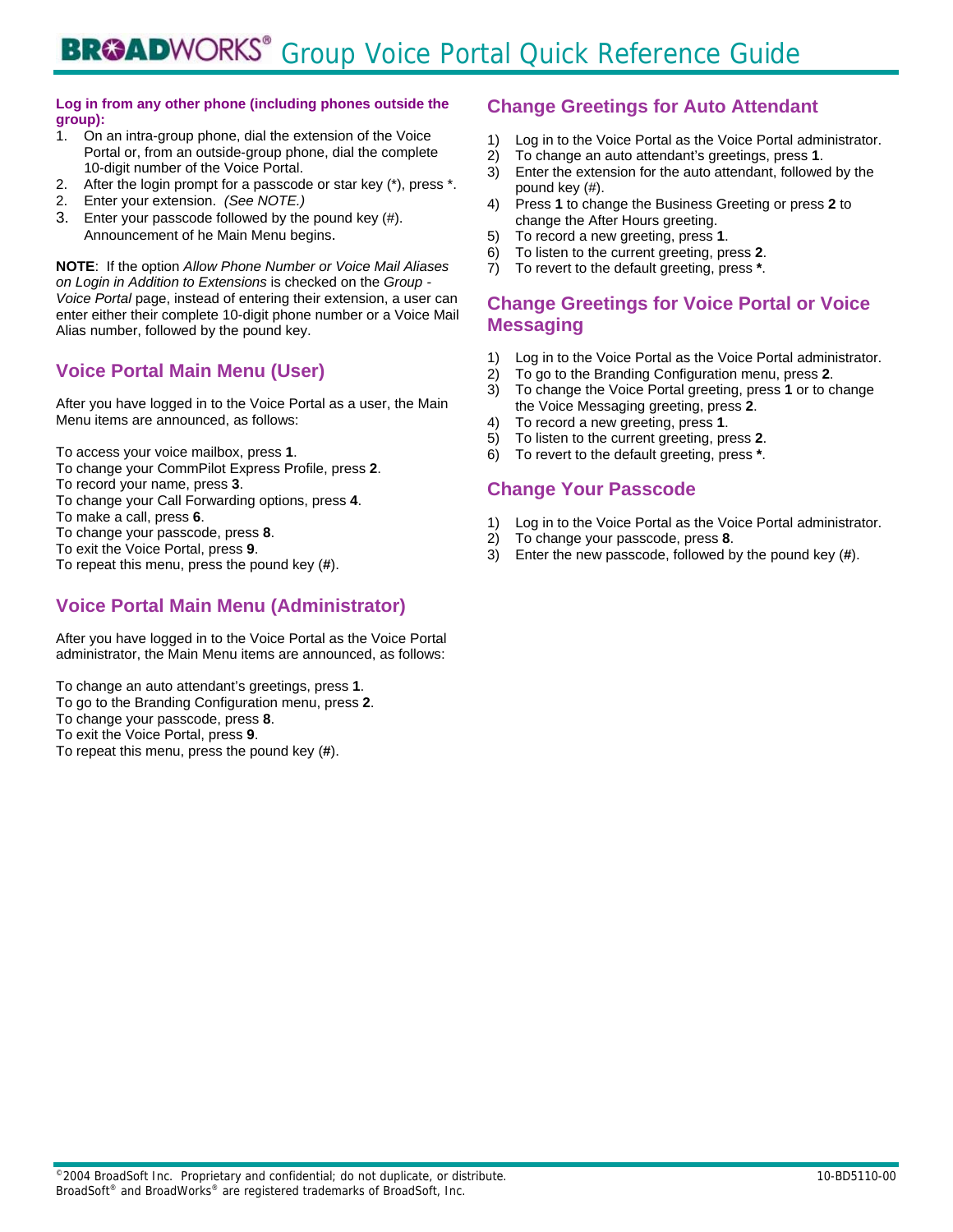# BROADWORKS® Group Voice Portal Quick Reference Guide

**Log in from any other phone (including phones outside the group):**

1. On an intra-group phone, dial the extension of the Voice Portal or, from an outside-group phone, dial the complete 10-digit number of the Voice Portal.
2. After the login prompt for a passcode or star key (*), press *.
2. Enter your extension. *(See NOTE.)*
3. Enter your passcode followed by the pound key (#). Announcement of he Main Menu begins.

**NOTE**: If the option *Allow Phone Number or Voice Mail Aliases on Login in Addition to Extensions* is checked on the *Group - Voice Portal* page, instead of entering their extension, a user can enter either their complete 10-digit phone number or a Voice Mail Alias number, followed by the pound key.

## Voice Portal Main Menu (User)

After you have logged in to the Voice Portal as a user, the Main Menu items are announced, as follows:

To access your voice mailbox, press **1**.
To change your CommPilot Express Profile, press **2**.
To record your name, press **3**.
To change your Call Forwarding options, press **4**.
To make a call, press **6**.
To change your passcode, press **8**.
To exit the Voice Portal, press **9**.
To repeat this menu, press the pound key (**#**).

## Voice Portal Main Menu (Administrator)

After you have logged in to the Voice Portal as the Voice Portal administrator, the Main Menu items are announced, as follows:

To change an auto attendant's greetings, press **1**.
To go to the Branding Configuration menu, press **2**.
To change your passcode, press **8**.
To exit the Voice Portal, press **9**.
To repeat this menu, press the pound key (**#**).

## Change Greetings for Auto Attendant

1) Log in to the Voice Portal as the Voice Portal administrator.
2) To change an auto attendant's greetings, press **1**.
3) Enter the extension for the auto attendant, followed by the pound key (#).
4) Press **1** to change the Business Greeting or press **2** to change the After Hours greeting.
5) To record a new greeting, press **1**.
6) To listen to the current greeting, press **2**.
7) To revert to the default greeting, press **\***.

## Change Greetings for Voice Portal or Voice Messaging

1) Log in to the Voice Portal as the Voice Portal administrator.
2) To go to the Branding Configuration menu, press **2**.
3) To change the Voice Portal greeting, press **1** or to change the Voice Messaging greeting, press **2**.
4) To record a new greeting, press **1**.
5) To listen to the current greeting, press **2**.
6) To revert to the default greeting, press **\***.

## Change Your Passcode

1) Log in to the Voice Portal as the Voice Portal administrator.
2) To change your passcode, press **8**.
3) Enter the new passcode, followed by the pound key (**#**).

©2004 BroadSoft Inc. Proprietary and confidential; do not duplicate, or distribute.
BroadSoft® and BroadWorks® are registered trademarks of BroadSoft, Inc.

10-BD5110-00